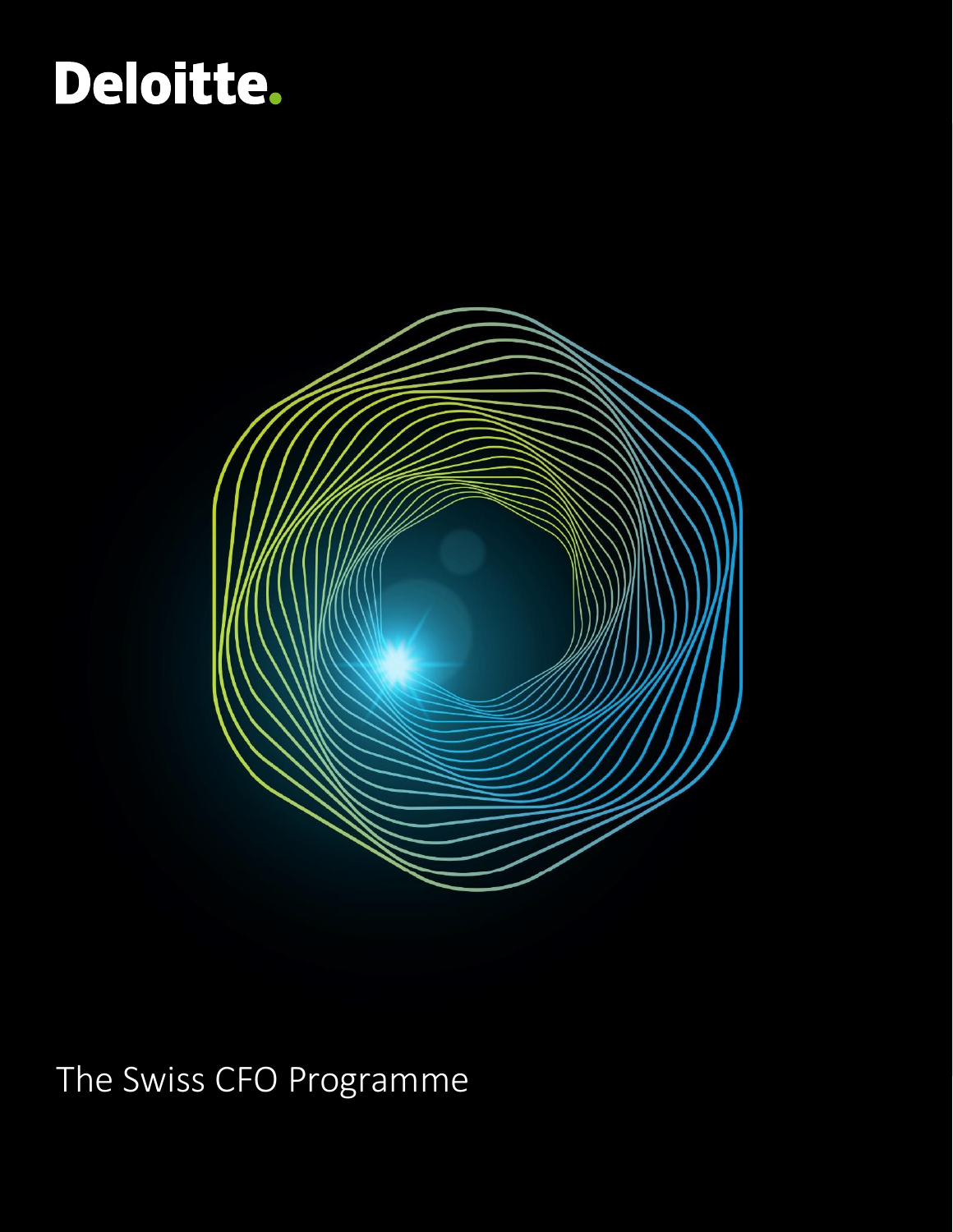Deloitte.

# The Swiss CFO Programme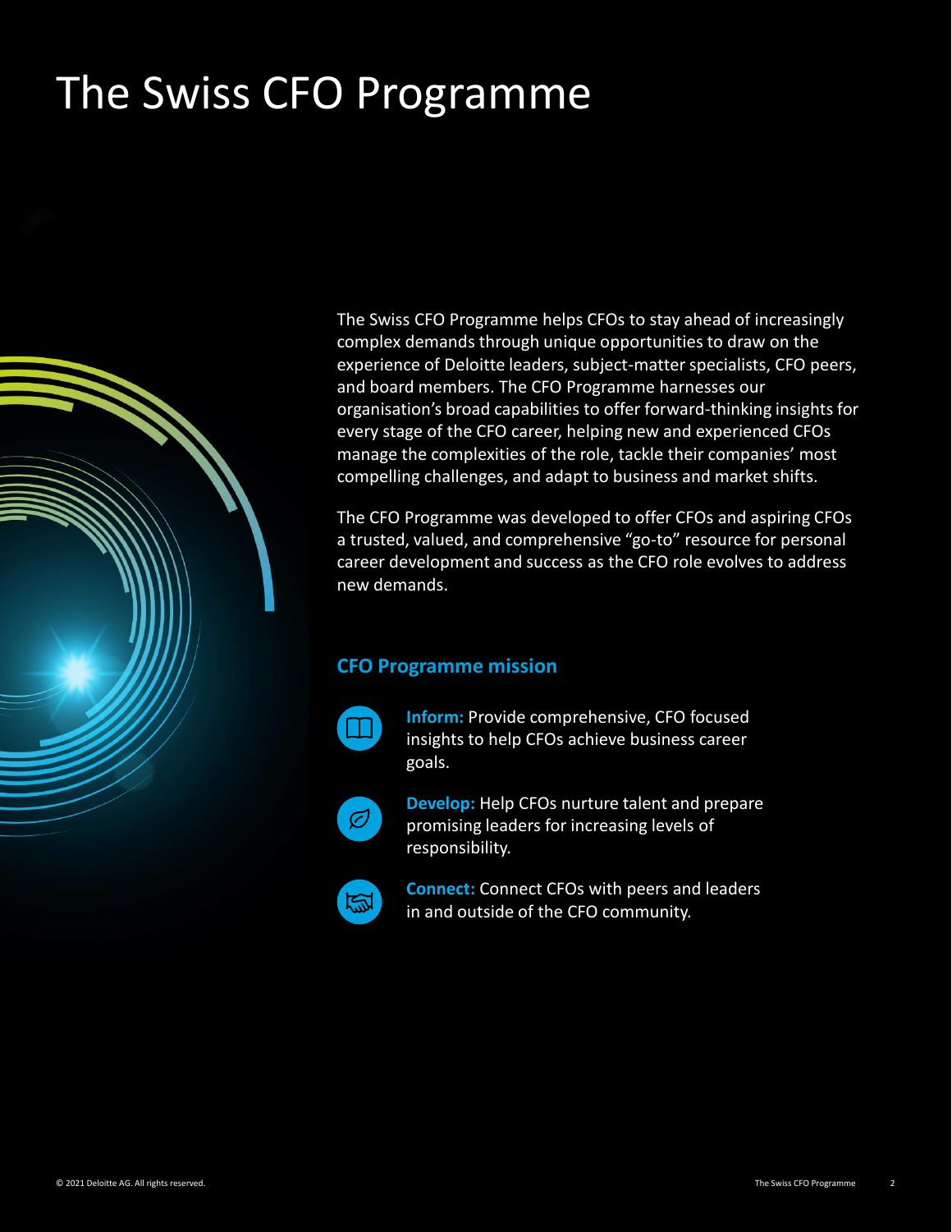# The Swiss CFO Programme

The Swiss CFO Programme helps CFOs to stay ahead of increasingly complex demands through unique opportunities to draw on the experience of Deloitte leaders, subject-matter specialists, CFO peers, and board members. The CFO Programme harnesses our organisation's broad capabilities to offer forward-thinking insights for every stage of the CFO career, helping new and experienced CFOs manage the complexities of the role, tackle their companies' most compelling challenges, and adapt to business and market shifts.

The CFO Programme was developed to offer CFOs and aspiring CFOs a trusted, valued, and comprehensive "go-to" resource for personal career development and success as the CFO role evolves to address new demands.

## CFO Programme mission

**Inform:** Provide comprehensive, CFO focused insights to help CFOs achieve business career goals.

**Develop:** Help CFOs nurture talent and prepare promising leaders for increasing levels of responsibility.

**Connect:** Connect CFOs with peers and leaders in and outside of the CFO community.

© 2021 Deloitte AG. All rights reserved.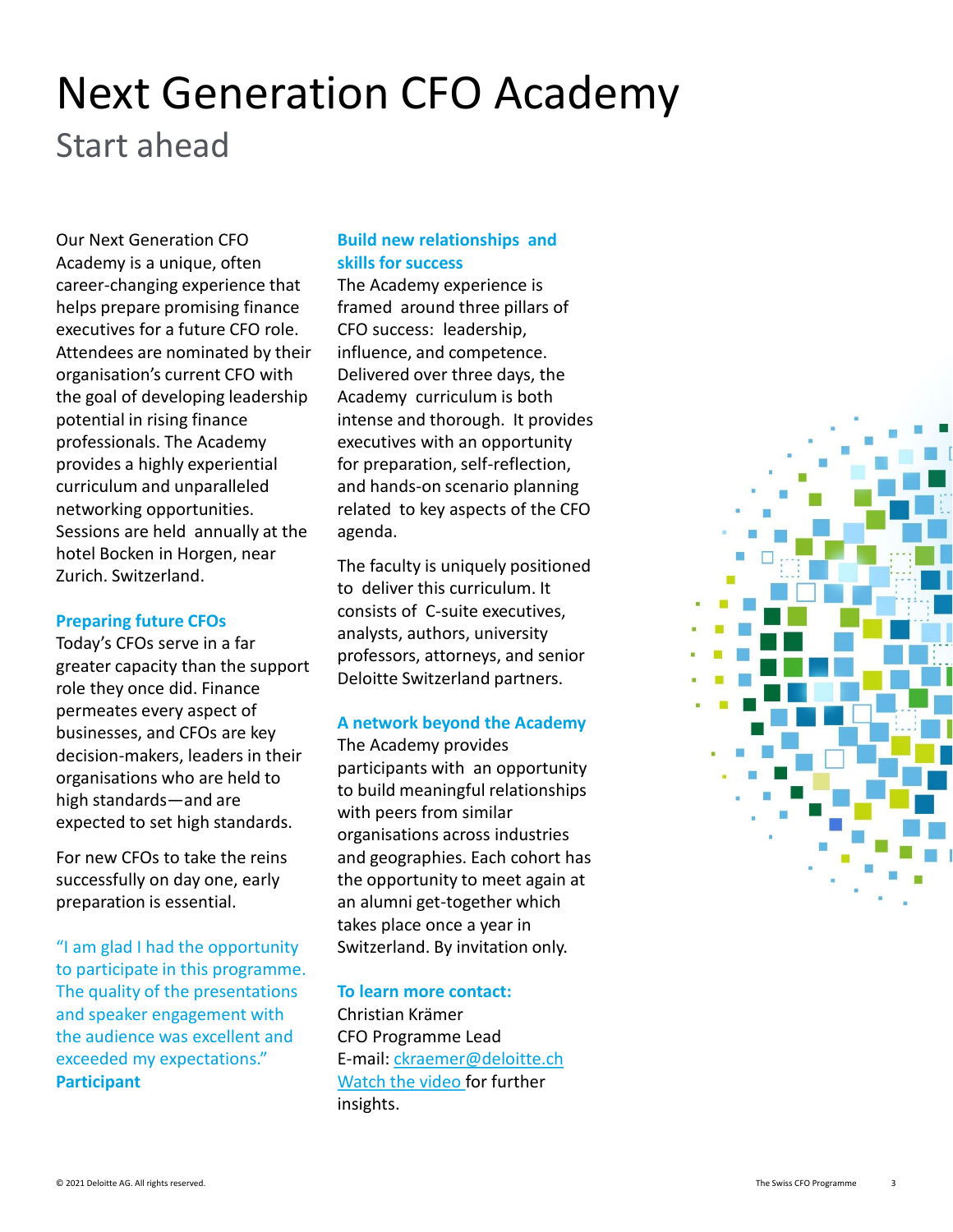# Next Generation CFO Academy

## Start ahead

Our Next Generation CFO Academy is a unique, often career-changing experience that helps prepare promising finance executives for a future CFO role. Attendees are nominated by their organisation's current CFO with the goal of developing leadership potential in rising finance professionals. The Academy provides a highly experiential curriculum and unparalleled networking opportunities. Sessions are held annually at the hotel Bocken in Horgen, near Zurich. Switzerland.

### Preparing future CFOs

Today's CFOs serve in a far greater capacity than the support role they once did. Finance permeates every aspect of businesses, and CFOs are key decision-makers, leaders in their organisations who are held to high standards—and are expected to set high standards.

For new CFOs to take the reins successfully on day one, early preparation is essential.

"I am glad I had the opportunity to participate in this programme. The quality of the presentations and speaker engagement with the audience was excellent and exceeded my expectations."
**Participant**

### Build new relationships and skills for success

The Academy experience is framed around three pillars of CFO success: leadership, influence, and competence. Delivered over three days, the Academy curriculum is both intense and thorough. It provides executives with an opportunity for preparation, self-reflection, and hands-on scenario planning related to key aspects of the CFO agenda.

The faculty is uniquely positioned to deliver this curriculum. It consists of C-suite executives, analysts, authors, university professors, attorneys, and senior Deloitte Switzerland partners.

### A network beyond the Academy

The Academy provides participants with an opportunity to build meaningful relationships with peers from similar organisations across industries and geographies. Each cohort has the opportunity to meet again at an alumni get-together which takes place once a year in Switzerland. By invitation only.

### To learn more contact:

Christian Krämer
CFO Programme Lead
E-mail: ckraemer@deloitte.ch
Watch the video for further insights.

© 2021 Deloitte AG. All rights reserved.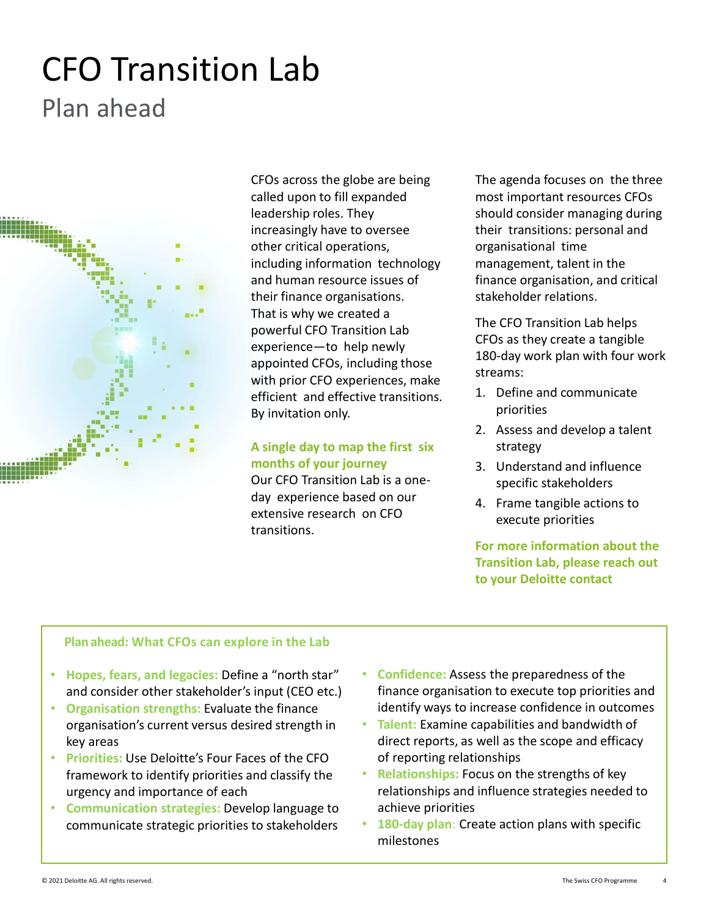# CFO Transition Lab

## Plan ahead

CFOs across the globe are being called upon to fill expanded leadership roles. They increasingly have to oversee other critical operations, including information technology and human resource issues of their finance organisations. That is why we created a powerful CFO Transition Lab experience—to help newly appointed CFOs, including those with prior CFO experiences, make efficient and effective transitions. By invitation only.

**A single day to map the first six months of your journey**

Our CFO Transition Lab is a one-day experience based on our extensive research on CFO transitions.

The agenda focuses on the three most important resources CFOs should consider managing during their transitions: personal and organisational time management, talent in the finance organisation, and critical stakeholder relations.

The CFO Transition Lab helps CFOs as they create a tangible 180-day work plan with four work streams:

1. Define and communicate priorities
2. Assess and develop a talent strategy
3. Understand and influence specific stakeholders
4. Frame tangible actions to execute priorities

**For more information about the Transition Lab, please reach out to your Deloitte contact**

**Plan ahead: What CFOs can explore in the Lab**

- **Hopes, fears, and legacies:** Define a "north star" and consider other stakeholder's input (CEO etc.)
- **Organisation strengths:** Evaluate the finance organisation's current versus desired strength in key areas
- **Priorities:** Use Deloitte's Four Faces of the CFO framework to identify priorities and classify the urgency and importance of each
- **Communication strategies:** Develop language to communicate strategic priorities to stakeholders
- **Confidence:** Assess the preparedness of the finance organisation to execute top priorities and identify ways to increase confidence in outcomes
- **Talent:** Examine capabilities and bandwidth of direct reports, as well as the scope and efficacy of reporting relationships
- **Relationships:** Focus on the strengths of key relationships and influence strategies needed to achieve priorities
- **180-day plan:** Create action plans with specific milestones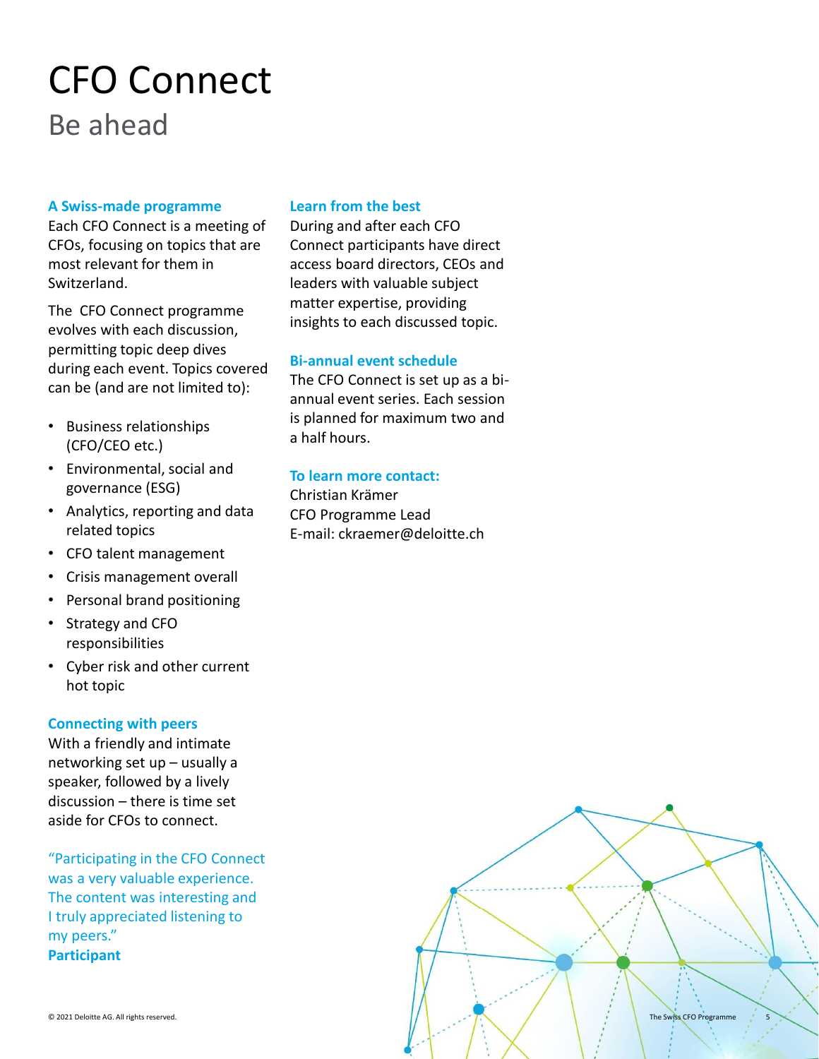# CFO Connect

## Be ahead

### A Swiss-made programme

Each CFO Connect is a meeting of CFOs, focusing on topics that are most relevant for them in Switzerland.

The CFO Connect programme evolves with each discussion, permitting topic deep dives during each event. Topics covered can be (and are not limited to):

- Business relationships (CFO/CEO etc.)
- Environmental, social and governance (ESG)
- Analytics, reporting and data related topics
- CFO talent management
- Crisis management overall
- Personal brand positioning
- Strategy and CFO responsibilities
- Cyber risk and other current hot topic

### Connecting with peers

With a friendly and intimate networking set up – usually a speaker, followed by a lively discussion – there is time set aside for CFOs to connect.

"Participating in the CFO Connect was a very valuable experience. The content was interesting and I truly appreciated listening to my peers."
**Participant**

### Learn from the best

During and after each CFO Connect participants have direct access board directors, CEOs and leaders with valuable subject matter expertise, providing insights to each discussed topic.

### Bi-annual event schedule

The CFO Connect is set up as a bi-annual event series. Each session is planned for maximum two and a half hours.

### To learn more contact:

Christian Krämer
CFO Programme Lead
E-mail: ckraemer@deloitte.ch

© 2021 Deloitte AG. All rights reserved.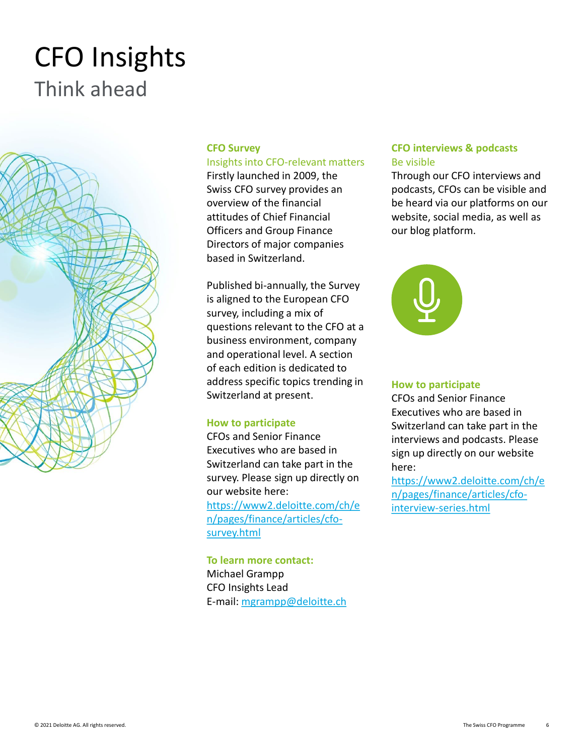# CFO Insights

## Think ahead

### CFO Survey

Insights into CFO-relevant matters

Firstly launched in 2009, the Swiss CFO survey provides an overview of the financial attitudes of Chief Financial Officers and Group Finance Directors of major companies based in Switzerland.

Published bi-annually, the Survey is aligned to the European CFO survey, including a mix of questions relevant to the CFO at a business environment, company and operational level. A section of each edition is dedicated to address specific topics trending in Switzerland at present.

**How to participate**

CFOs and Senior Finance Executives who are based in Switzerland can take part in the survey. Please sign up directly on our website here: [https://www2.deloitte.com/ch/en/pages/finance/articles/cfo-survey.html](https://www2.deloitte.com/ch/en/pages/finance/articles/cfo-survey.html)

**To learn more contact:**

Michael Grampp
CFO Insights Lead
E-mail: [mgrampp@deloitte.ch](mailto:mgrampp@deloitte.ch)

### CFO interviews & podcasts

Be visible

Through our CFO interviews and podcasts, CFOs can be visible and be heard via our platforms on our website, social media, as well as our blog platform.

**How to participate**

CFOs and Senior Finance Executives who are based in Switzerland can take part in the interviews and podcasts. Please sign up directly on our website here:
[https://www2.deloitte.com/ch/en/pages/finance/articles/cfo-interview-series.html](https://www2.deloitte.com/ch/en/pages/finance/articles/cfo-interview-series.html)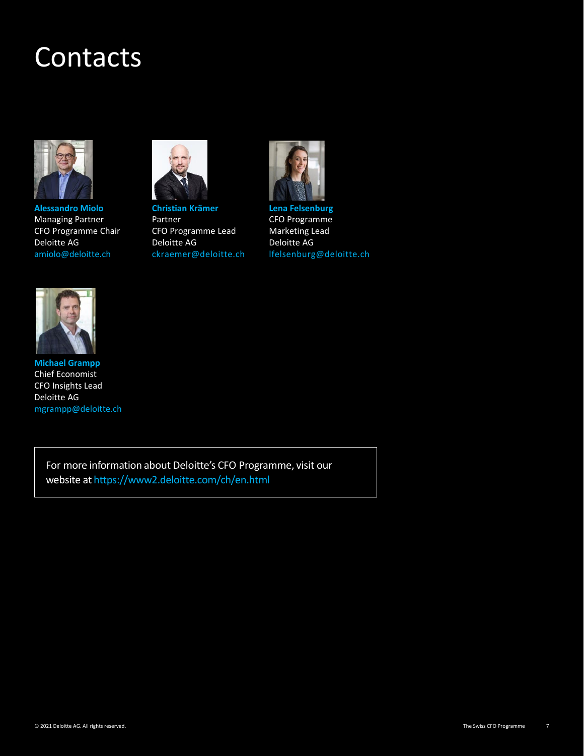# Contacts

**Alessandro Miolo**
Managing Partner
CFO Programme Chair
Deloitte AG
amiolo@deloitte.ch

**Christian Krämer**
Partner
CFO Programme Lead
Deloitte AG
ckraemer@deloitte.ch

**Lena Felsenburg**
CFO Programme
Marketing Lead
Deloitte AG
lfelsenburg@deloitte.ch

**Michael Grampp**
Chief Economist
CFO Insights Lead
Deloitte AG
mgrampp@deloitte.ch

For more information about Deloitte's CFO Programme, visit our website at https://www2.deloitte.com/ch/en.html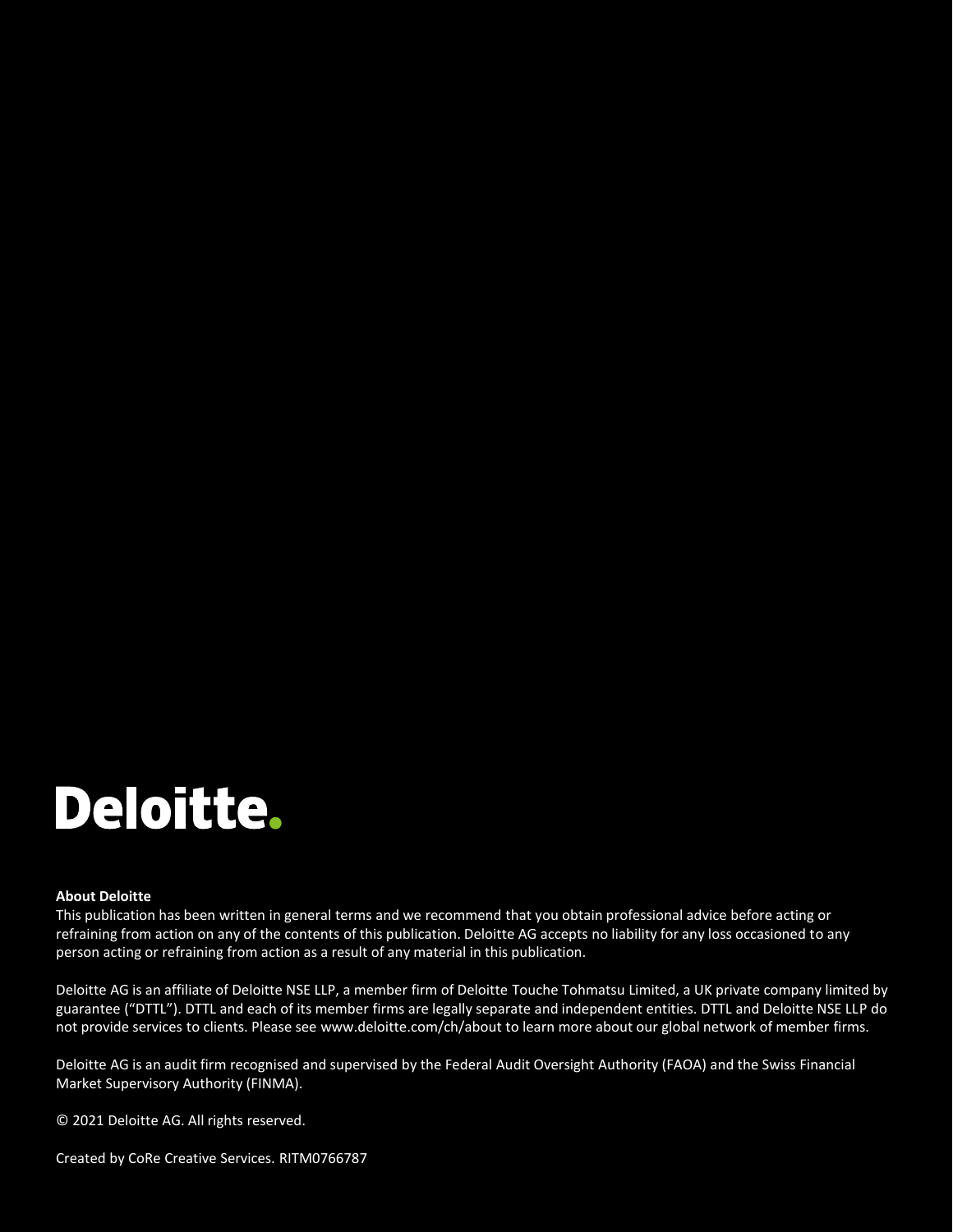Deloitte.

**About Deloitte**

This publication has been written in general terms and we recommend that you obtain professional advice before acting or refraining from action on any of the contents of this publication. Deloitte AG accepts no liability for any loss occasioned to any person acting or refraining from action as a result of any material in this publication.

Deloitte AG is an affiliate of Deloitte NSE LLP, a member firm of Deloitte Touche Tohmatsu Limited, a UK private company limited by guarantee ("DTTL"). DTTL and each of its member firms are legally separate and independent entities. DTTL and Deloitte NSE LLP do not provide services to clients. Please see www.deloitte.com/ch/about to learn more about our global network of member firms.

Deloitte AG is an audit firm recognised and supervised by the Federal Audit Oversight Authority (FAOA) and the Swiss Financial Market Supervisory Authority (FINMA).

© 2021 Deloitte AG. All rights reserved.

Created by CoRe Creative Services. RITM0766787